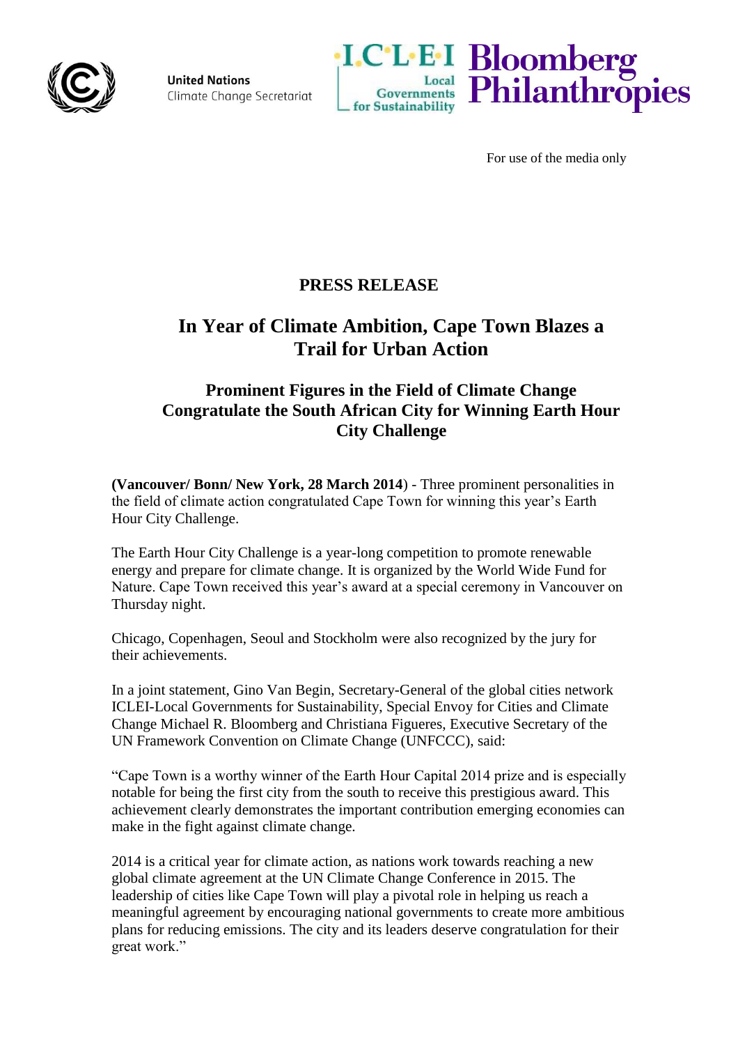United Nations
Climate Change Secretariat

ICLEI Local Governments for Sustainability

Bloomberg Philanthropies

For use of the media only

# PRESS RELEASE

# In Year of Climate Ambition, Cape Town Blazes a Trail for Urban Action

## Prominent Figures in the Field of Climate Change Congratulate the South African City for Winning Earth Hour City Challenge

**(Vancouver/ Bonn/ New York, 28 March 2014**) - Three prominent personalities in the field of climate action congratulated Cape Town for winning this year's Earth Hour City Challenge.

The Earth Hour City Challenge is a year-long competition to promote renewable energy and prepare for climate change. It is organized by the World Wide Fund for Nature. Cape Town received this year's award at a special ceremony in Vancouver on Thursday night.

Chicago, Copenhagen, Seoul and Stockholm were also recognized by the jury for their achievements.

In a joint statement, Gino Van Begin, Secretary-General of the global cities network ICLEI-Local Governments for Sustainability, Special Envoy for Cities and Climate Change Michael R. Bloomberg and Christiana Figueres, Executive Secretary of the UN Framework Convention on Climate Change (UNFCCC), said:

"Cape Town is a worthy winner of the Earth Hour Capital 2014 prize and is especially notable for being the first city from the south to receive this prestigious award. This achievement clearly demonstrates the important contribution emerging economies can make in the fight against climate change.

2014 is a critical year for climate action, as nations work towards reaching a new global climate agreement at the UN Climate Change Conference in 2015. The leadership of cities like Cape Town will play a pivotal role in helping us reach a meaningful agreement by encouraging national governments to create more ambitious plans for reducing emissions. The city and its leaders deserve congratulation for their great work."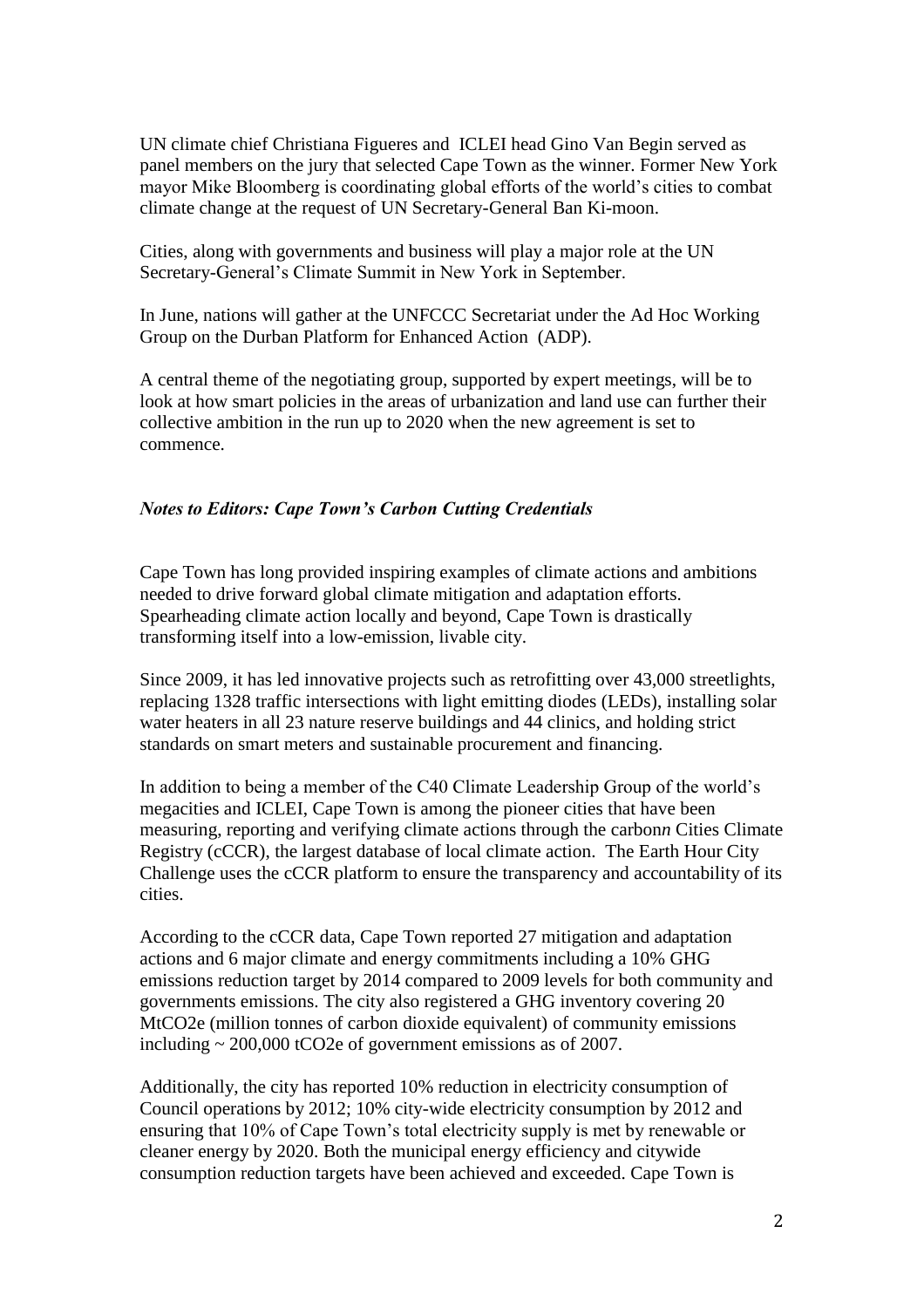UN climate chief Christiana Figueres and ICLEI head Gino Van Begin served as panel members on the jury that selected Cape Town as the winner. Former New York mayor Mike Bloomberg is coordinating global efforts of the world's cities to combat climate change at the request of UN Secretary-General Ban Ki-moon.

Cities, along with governments and business will play a major role at the UN Secretary-General's Climate Summit in New York in September.

In June, nations will gather at the UNFCCC Secretariat under the Ad Hoc Working Group on the Durban Platform for Enhanced Action (ADP).

A central theme of the negotiating group, supported by expert meetings, will be to look at how smart policies in the areas of urbanization and land use can further their collective ambition in the run up to 2020 when the new agreement is set to commence.

***Notes to Editors: Cape Town's Carbon Cutting Credentials***

Cape Town has long provided inspiring examples of climate actions and ambitions needed to drive forward global climate mitigation and adaptation efforts. Spearheading climate action locally and beyond, Cape Town is drastically transforming itself into a low-emission, livable city.

Since 2009, it has led innovative projects such as retrofitting over 43,000 streetlights, replacing 1328 traffic intersections with light emitting diodes (LEDs), installing solar water heaters in all 23 nature reserve buildings and 44 clinics, and holding strict standards on smart meters and sustainable procurement and financing.

In addition to being a member of the C40 Climate Leadership Group of the world's megacities and ICLEI, Cape Town is among the pioneer cities that have been measuring, reporting and verifying climate actions through the carbon*n* Cities Climate Registry (cCCR), the largest database of local climate action. The Earth Hour City Challenge uses the cCCR platform to ensure the transparency and accountability of its cities.

According to the cCCR data, Cape Town reported 27 mitigation and adaptation actions and 6 major climate and energy commitments including a 10% GHG emissions reduction target by 2014 compared to 2009 levels for both community and governments emissions. The city also registered a GHG inventory covering 20 MtCO2e (million tonnes of carbon dioxide equivalent) of community emissions including ~ 200,000 tCO2e of government emissions as of 2007.

Additionally, the city has reported 10% reduction in electricity consumption of Council operations by 2012; 10% city-wide electricity consumption by 2012 and ensuring that 10% of Cape Town's total electricity supply is met by renewable or cleaner energy by 2020. Both the municipal energy efficiency and citywide consumption reduction targets have been achieved and exceeded. Cape Town is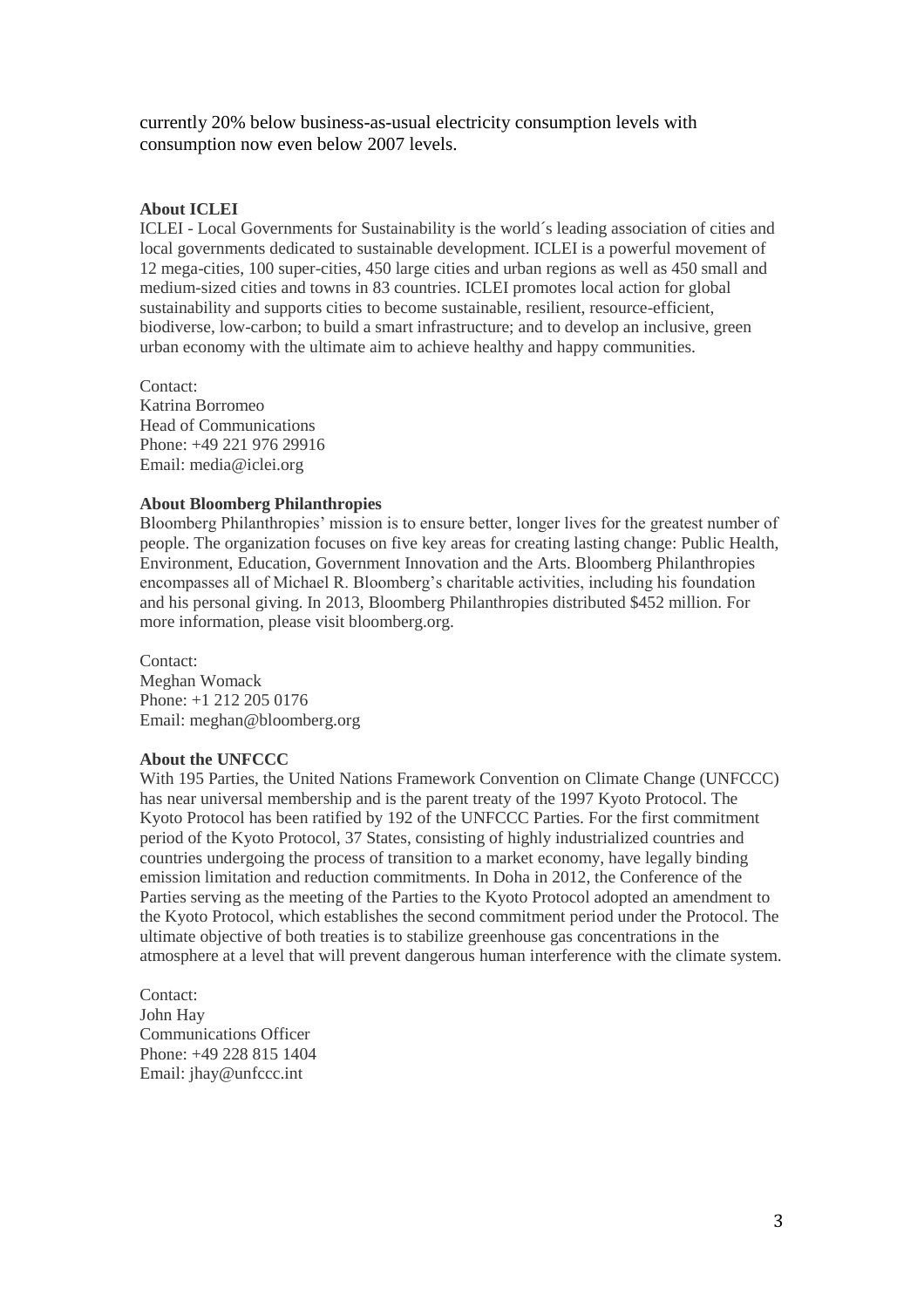currently 20% below business-as-usual electricity consumption levels with consumption now even below 2007 levels.

**About ICLEI**

ICLEI - Local Governments for Sustainability is the world´s leading association of cities and local governments dedicated to sustainable development. ICLEI is a powerful movement of 12 mega-cities, 100 super-cities, 450 large cities and urban regions as well as 450 small and medium-sized cities and towns in 83 countries. ICLEI promotes local action for global sustainability and supports cities to become sustainable, resilient, resource-efficient, biodiverse, low-carbon; to build a smart infrastructure; and to develop an inclusive, green urban economy with the ultimate aim to achieve healthy and happy communities.

Contact:
Katrina Borromeo
Head of Communications
Phone: +49 221 976 29916
Email: media@iclei.org

**About Bloomberg Philanthropies**

Bloomberg Philanthropies' mission is to ensure better, longer lives for the greatest number of people. The organization focuses on five key areas for creating lasting change: Public Health, Environment, Education, Government Innovation and the Arts. Bloomberg Philanthropies encompasses all of Michael R. Bloomberg's charitable activities, including his foundation and his personal giving. In 2013, Bloomberg Philanthropies distributed $452 million. For more information, please visit bloomberg.org.

Contact:
Meghan Womack
Phone: +1 212 205 0176
Email: meghan@bloomberg.org

**About the UNFCCC**

With 195 Parties, the United Nations Framework Convention on Climate Change (UNFCCC) has near universal membership and is the parent treaty of the 1997 Kyoto Protocol. The Kyoto Protocol has been ratified by 192 of the UNFCCC Parties. For the first commitment period of the Kyoto Protocol, 37 States, consisting of highly industrialized countries and countries undergoing the process of transition to a market economy, have legally binding emission limitation and reduction commitments. In Doha in 2012, the Conference of the Parties serving as the meeting of the Parties to the Kyoto Protocol adopted an amendment to the Kyoto Protocol, which establishes the second commitment period under the Protocol. The ultimate objective of both treaties is to stabilize greenhouse gas concentrations in the atmosphere at a level that will prevent dangerous human interference with the climate system.

Contact:
John Hay
Communications Officer
Phone: +49 228 815 1404
Email: jhay@unfccc.int